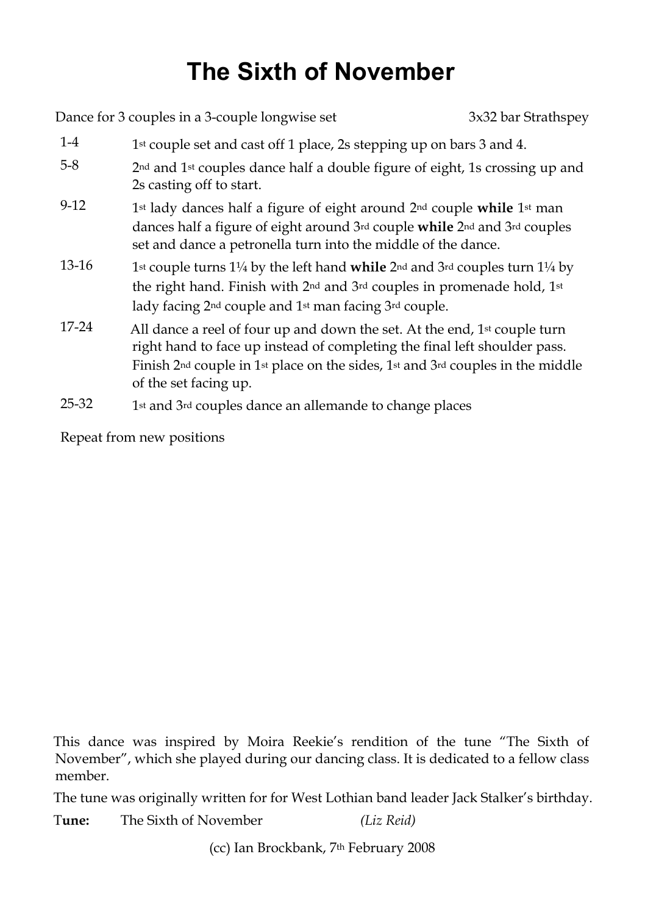# The Sixth of November

Dance for 3 couples in a 3-couple longwise set — 3x32 bar Strathspey

| | |
|---|---|
| 1-4 | 1st couple set and cast off 1 place, 2s stepping up on bars 3 and 4. |
| 5-8 | 2nd and 1st couples dance half a double figure of eight, 1s crossing up and 2s casting off to start. |
| 9-12 | 1st lady dances half a figure of eight around 2nd couple **while** 1st man dances half a figure of eight around 3rd couple **while** 2nd and 3rd couples set and dance a petronella turn into the middle of the dance. |
| 13-16 | 1st couple turns 1¼ by the left hand **while** 2nd and 3rd couples turn 1¼ by the right hand. Finish with 2nd and 3rd couples in promenade hold, 1st lady facing 2nd couple and 1st man facing 3rd couple. |
| 17-24 | All dance a reel of four up and down the set. At the end, 1st couple turn right hand to face up instead of completing the final left shoulder pass. Finish 2nd couple in 1st place on the sides, 1st and 3rd couples in the middle of the set facing up. |
| 25-32 | 1st and 3rd couples dance an allemande to change places |

Repeat from new positions

This dance was inspired by Moira Reekie's rendition of the tune "The Sixth of November", which she played during our dancing class. It is dedicated to a fellow class member.

The tune was originally written for for West Lothian band leader Jack Stalker's birthday.

T**une:** The Sixth of November *(Liz Reid)*

(cc) Ian Brockbank, 7th February 2008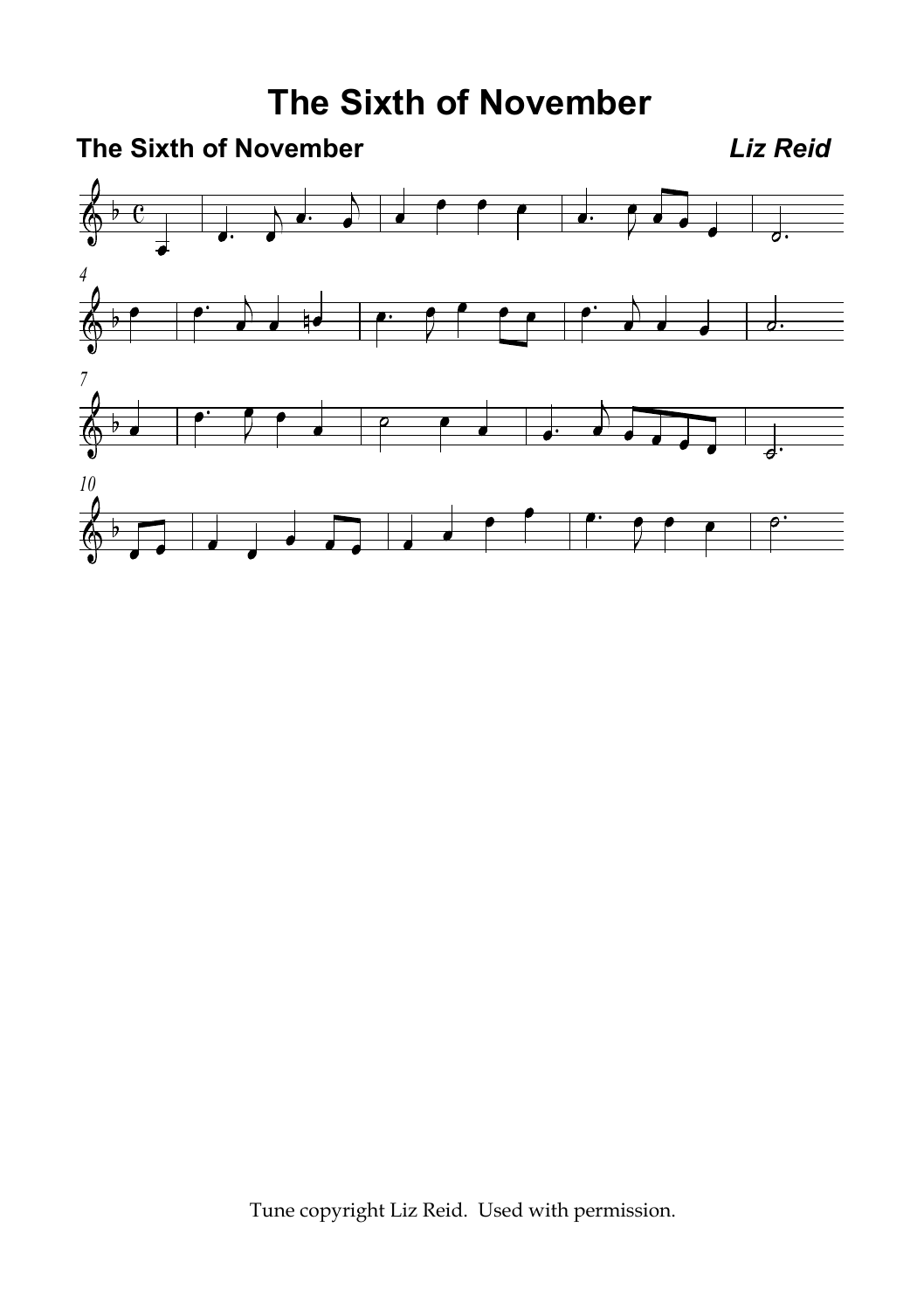# The Sixth of November

**The Sixth of November** ***Liz Reid***

Tune copyright Liz Reid. Used with permission.